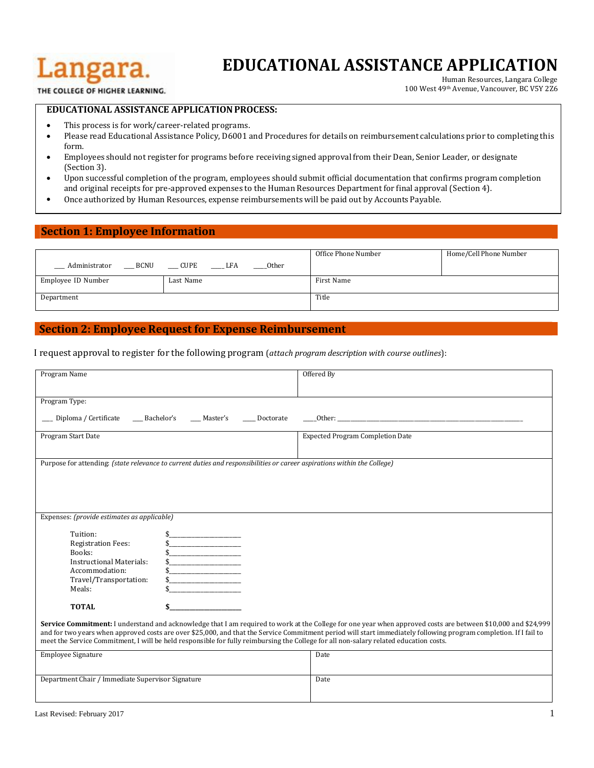Langara.
THE COLLEGE OF HIGHER LEARNING.

# EDUCATIONAL ASSISTANCE APPLICATION

Human Resources, Langara College
100 West 49th Avenue, Vancouver, BC V5Y 2Z6

**EDUCATIONAL ASSISTANCE APPLICATION PROCESS:**

- This process is for work/career-related programs.
- Please read Educational Assistance Policy, D6001 and Procedures for details on reimbursement calculations prior to completing this form.
- Employees should not register for programs before receiving signed approval from their Dean, Senior Leader, or designate (Section 3).
- Upon successful completion of the program, employees should submit official documentation that confirms program completion and original receipts for pre-approved expenses to the Human Resources Department for final approval (Section 4).
- Once authorized by Human Resources, expense reimbursements will be paid out by Accounts Payable.

## Section 1: Employee Information

| ___ Administrator ___ BCNU ___ CUPE ___ LFA ___Other | | Office Phone Number | Home/Cell Phone Number |
|---|---|---|---|
| Employee ID Number | Last Name | First Name | |
| Department | | Title | |

## Section 2: Employee Request for Expense Reimbursement

I request approval to register for the following program (*attach program description with course outlines*):

| Program Name | Offered By |
|---|---|
| Program Type:<br>___ Diploma / Certificate ___ Bachelor's ___ Master's ___ Doctorate ___Other: ______________________ | |
| Program Start Date | Expected Program Completion Date |
| Purpose for attending: *(state relevance to current duties and responsibilities or career aspirations within the College)* | |

Expenses: *(provide estimates as applicable)*

| | |
|---|---|
| Tuition: | $__________ |
| Registration Fees: | $__________ |
| Books: | $__________ |
| Instructional Materials: | $__________ |
| Accommodation: | $__________ |
| Travel/Transportation: | $__________ |
| Meals: | $__________ |
| **TOTAL** | **$__________** |

**Service Commitment:** I understand and acknowledge that I am required to work at the College for one year when approved costs are between $10,000 and $24,999 and for two years when approved costs are over $25,000, and that the Service Commitment period will start immediately following program completion. If I fail to meet the Service Commitment, I will be held responsible for fully reimbursing the College for all non-salary related education costs.

| Employee Signature | Date |
|---|---|
| Department Chair / Immediate Supervisor Signature | Date |

Last Revised: February 2017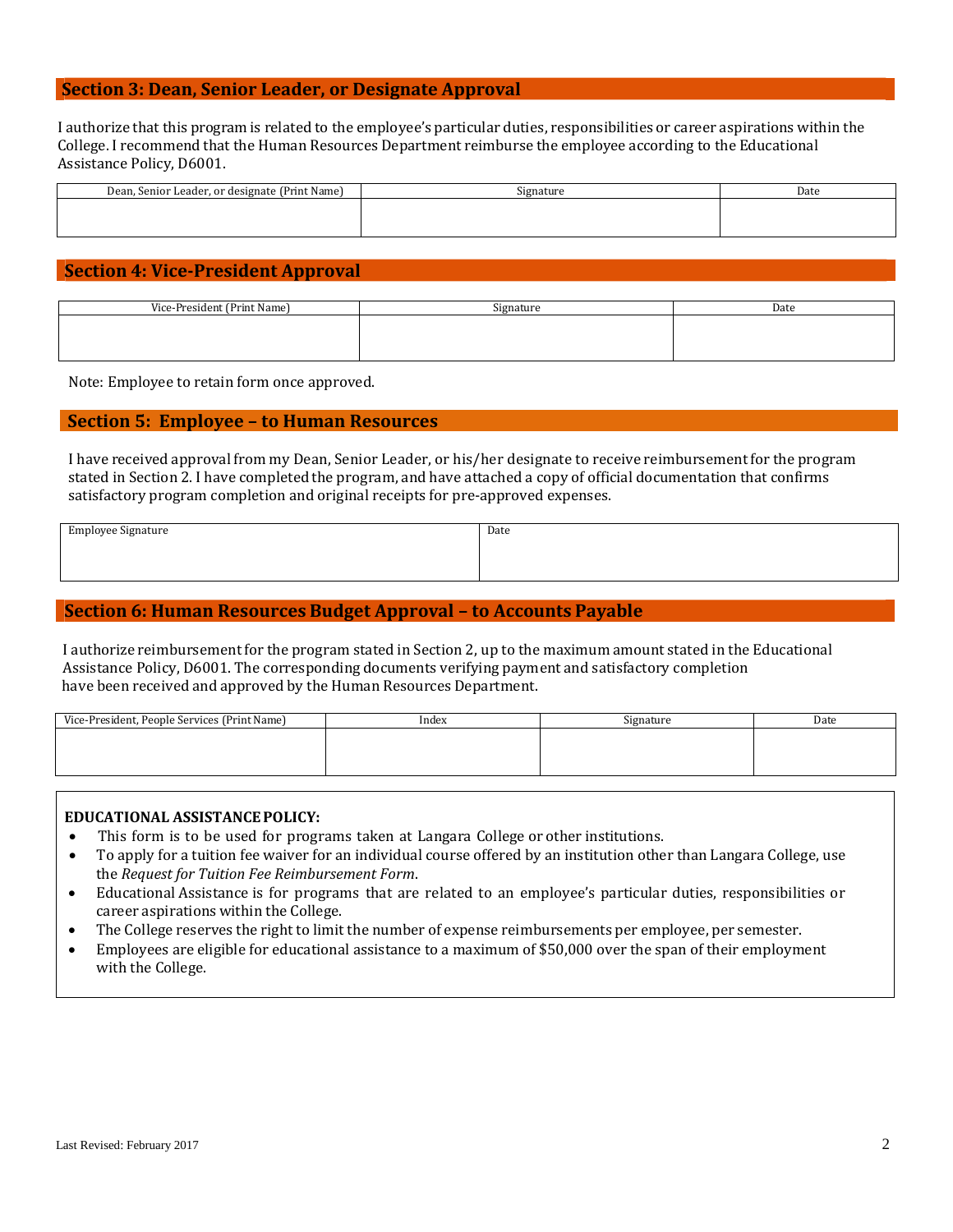## Section 3: Dean, Senior Leader, or Designate Approval

I authorize that this program is related to the employee's particular duties, responsibilities or career aspirations within the College. I recommend that the Human Resources Department reimburse the employee according to the Educational Assistance Policy, D6001.

| Dean, Senior Leader, or designate (Print Name) | Signature | Date |
|---|---|---|
| | | |

## Section 4: Vice-President Approval

| Vice-President (Print Name) | Signature | Date |
|---|---|---|
| | | |

Note: Employee to retain form once approved.

## Section 5: Employee – to Human Resources

I have received approval from my Dean, Senior Leader, or his/her designate to receive reimbursement for the program stated in Section 2. I have completed the program, and have attached a copy of official documentation that confirms satisfactory program completion and original receipts for pre-approved expenses.

| Employee Signature | Date |
|---|---|
| | |

## Section 6: Human Resources Budget Approval – to Accounts Payable

I authorize reimbursement for the program stated in Section 2, up to the maximum amount stated in the Educational Assistance Policy, D6001. The corresponding documents verifying payment and satisfactory completion have been received and approved by the Human Resources Department.

| Vice-President, People Services (Print Name) | Index | Signature | Date |
|---|---|---|---|
| | | | |

**EDUCATIONAL ASSISTANCE POLICY:**

- This form is to be used for programs taken at Langara College or other institutions.
- To apply for a tuition fee waiver for an individual course offered by an institution other than Langara College, use the *Request for Tuition Fee Reimbursement Form*.
- Educational Assistance is for programs that are related to an employee's particular duties, responsibilities or career aspirations within the College.
- The College reserves the right to limit the number of expense reimbursements per employee, per semester.
- Employees are eligible for educational assistance to a maximum of $50,000 over the span of their employment with the College.

Last Revised: February 2017